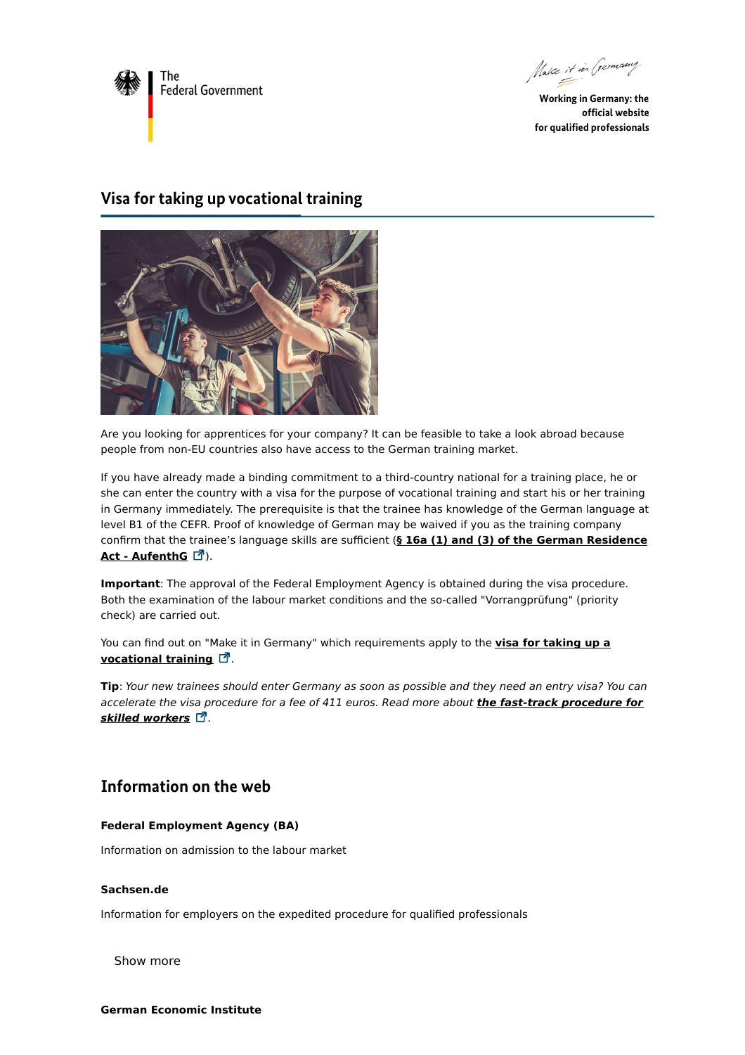The Federal Government

Make it in Germany

**Working in Germany: the official website for qualified professionals**

# Visa for taking up vocational training

Are you looking for apprentices for your company? It can be feasible to take a look abroad because people from non-EU countries also have access to the German training market.

If you have already made a binding commitment to a third-country national for a training place, he or she can enter the country with a visa for the purpose of vocational training and start his or her training in Germany immediately. The prerequisite is that the trainee has knowledge of the German language at level B1 of the CEFR. Proof of knowledge of German may be waived if you as the training company confirm that the trainee's language skills are sufficient (**§ 16a (1) and (3) of the German Residence Act - AufenthG**).

**Important**: The approval of the Federal Employment Agency is obtained during the visa procedure. Both the examination of the labour market conditions and the so-called "Vorrangprüfung" (priority check) are carried out.

You can find out on "Make it in Germany" which requirements apply to the **visa for taking up a vocational training**.

**Tip**: *Your new trainees should enter Germany as soon as possible and they need an entry visa? You can accelerate the visa procedure for a fee of 411 euros. Read more about* ***the fast-track procedure for skilled workers****.*

## Information on the web

**Federal Employment Agency (BA)**

Information on admission to the labour market

**Sachsen.de**

Information for employers on the expedited procedure for qualified professionals

Show more

**German Economic Institute**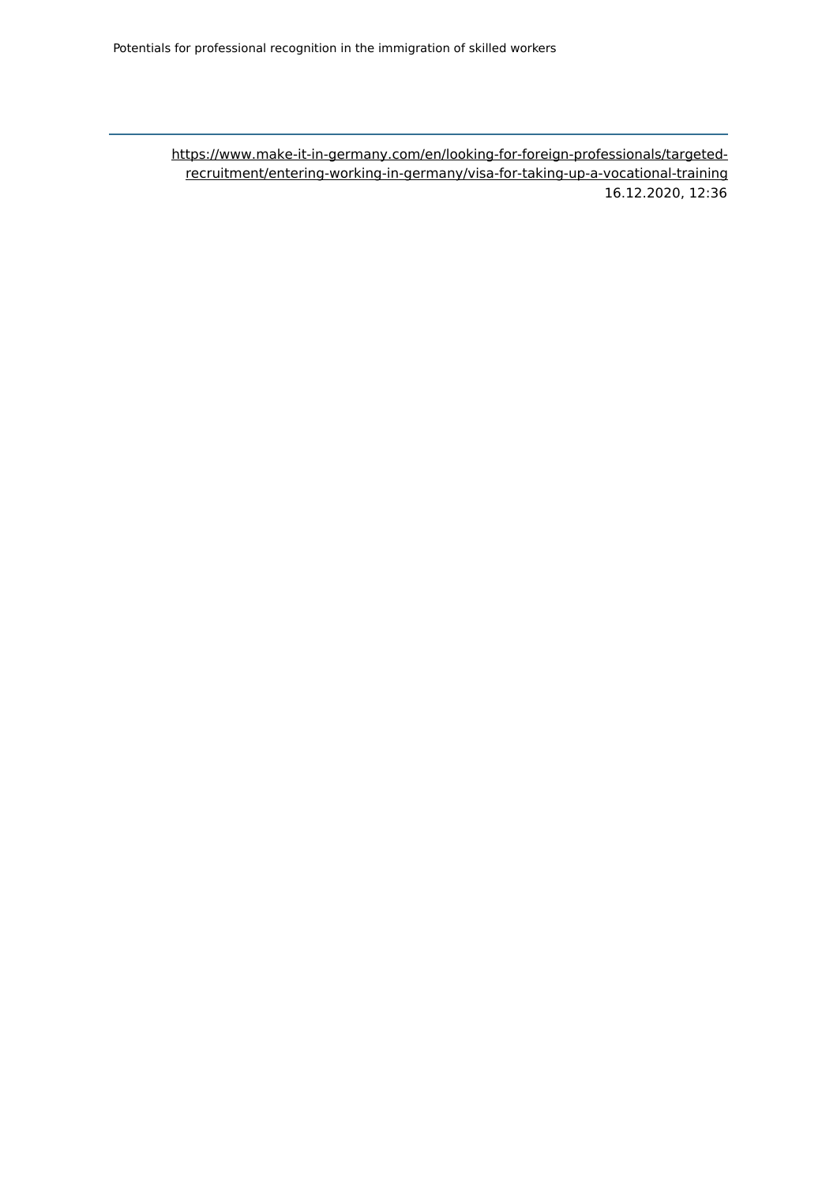https://www.make-it-in-germany.com/en/looking-for-foreign-professionals/targeted-recruitment/entering-working-in-germany/visa-for-taking-up-a-vocational-training
16.12.2020, 12:36